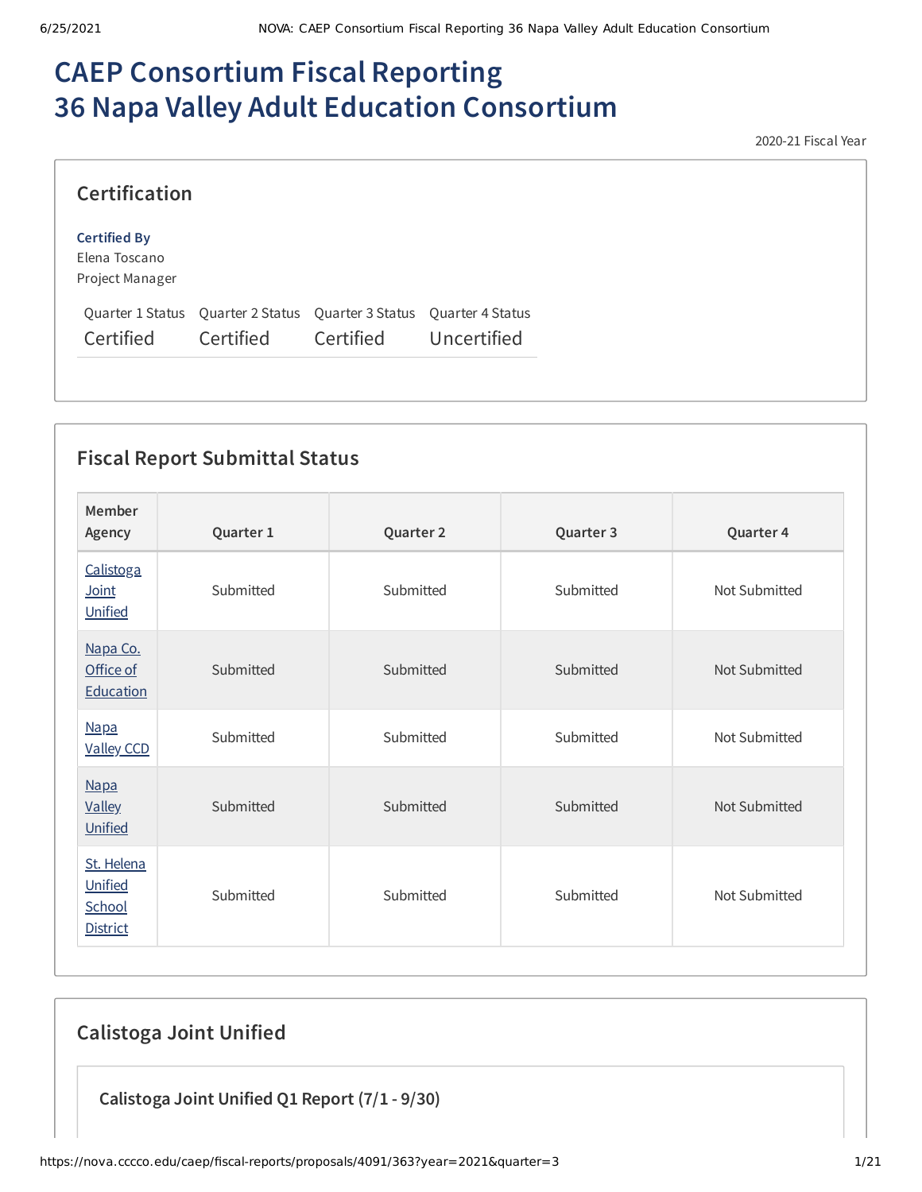# CAEP Consortium Fiscal Reporting
# 36 Napa Valley Adult Education Consortium

2020-21 Fiscal Year

## Certification

**Certified By**
Elena Toscano
Project Manager

| Quarter 1 Status | Quarter 2 Status | Quarter 3 Status | Quarter 4 Status |
|---|---|---|---|
| Certified | Certified | Certified | Uncertified |

## Fiscal Report Submittal Status

| Member Agency | Quarter 1 | Quarter 2 | Quarter 3 | Quarter 4 |
|---|---|---|---|---|
| Calistoga Joint Unified | Submitted | Submitted | Submitted | Not Submitted |
| Napa Co. Office of Education | Submitted | Submitted | Submitted | Not Submitted |
| Napa Valley CCD | Submitted | Submitted | Submitted | Not Submitted |
| Napa Valley Unified | Submitted | Submitted | Submitted | Not Submitted |
| St. Helena Unified School District | Submitted | Submitted | Submitted | Not Submitted |

## Calistoga Joint Unified

### Calistoga Joint Unified Q1 Report (7/1 - 9/30)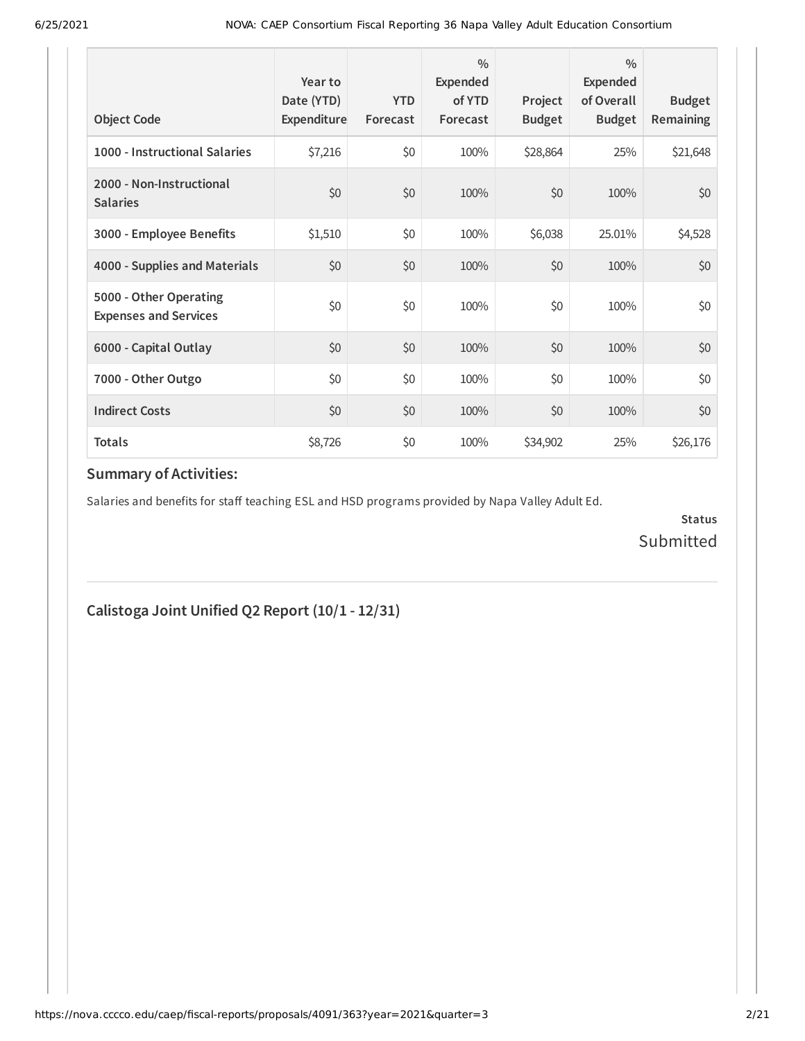| Object Code | Year to Date (YTD) Expenditure | YTD Forecast | % Expended of YTD Forecast | Project Budget | % Expended of Overall Budget | Budget Remaining |
| --- | --- | --- | --- | --- | --- | --- |
| **1000 - Instructional Salaries** | $7,216 | $0 | 100% | $28,864 | 25% | $21,648 |
| **2000 - Non-Instructional Salaries** | $0 | $0 | 100% | $0 | 100% | $0 |
| **3000 - Employee Benefits** | $1,510 | $0 | 100% | $6,038 | 25.01% | $4,528 |
| **4000 - Supplies and Materials** | $0 | $0 | 100% | $0 | 100% | $0 |
| **5000 - Other Operating Expenses and Services** | $0 | $0 | 100% | $0 | 100% | $0 |
| **6000 - Capital Outlay** | $0 | $0 | 100% | $0 | 100% | $0 |
| **7000 - Other Outgo** | $0 | $0 | 100% | $0 | 100% | $0 |
| **Indirect Costs** | $0 | $0 | 100% | $0 | 100% | $0 |
| **Totals** | $8,726 | $0 | 100% | $34,902 | 25% | $26,176 |

### Summary of Activities:

Salaries and benefits for staff teaching ESL and HSD programs provided by Napa Valley Adult Ed.

**Status**
Submitted

## Calistoga Joint Unified Q2 Report (10/1 - 12/31)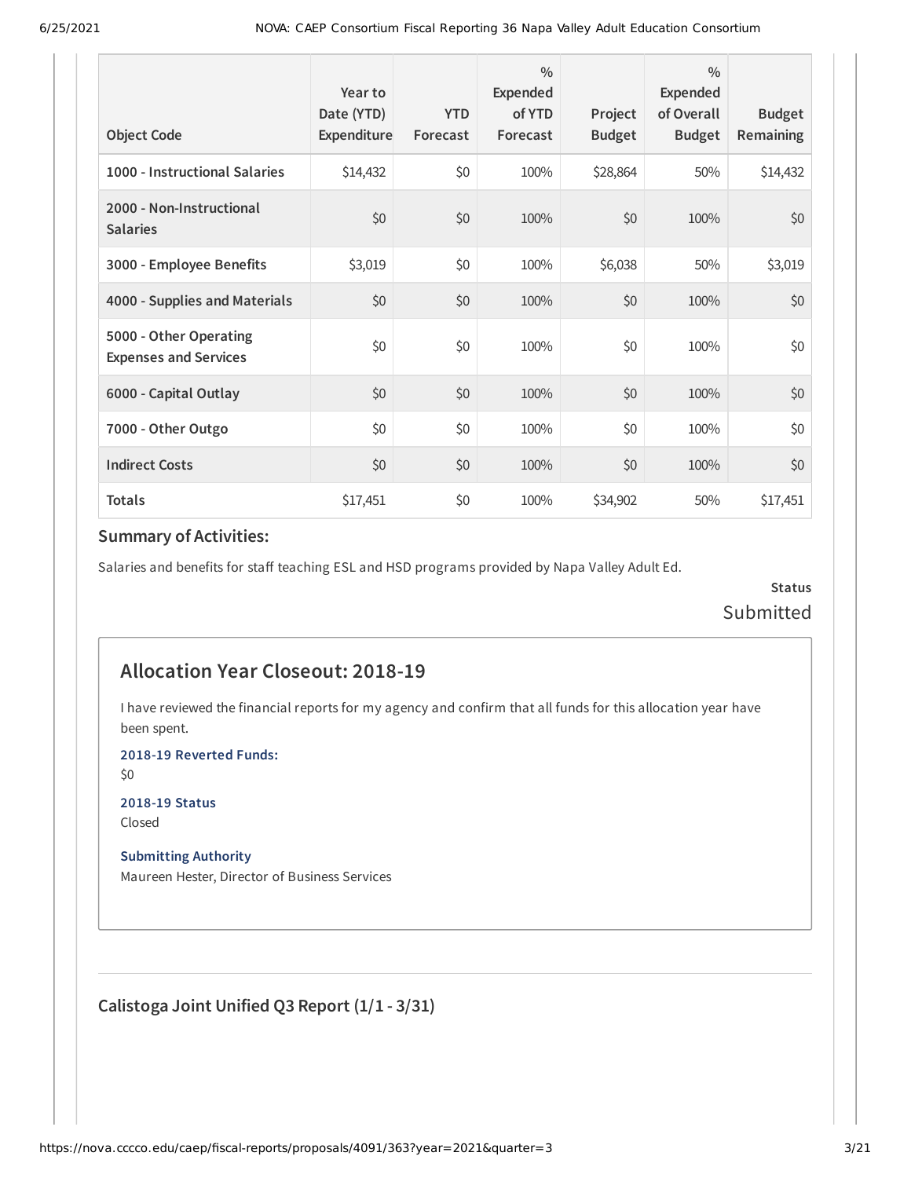| Object Code | Year to Date (YTD) Expenditure | YTD Forecast | % Expended of YTD Forecast | Project Budget | % Expended of Overall Budget | Budget Remaining |
| --- | --- | --- | --- | --- | --- | --- |
| 1000 - Instructional Salaries | $14,432 | $0 | 100% | $28,864 | 50% | $14,432 |
| 2000 - Non-Instructional Salaries | $0 | $0 | 100% | $0 | 100% | $0 |
| 3000 - Employee Benefits | $3,019 | $0 | 100% | $6,038 | 50% | $3,019 |
| 4000 - Supplies and Materials | $0 | $0 | 100% | $0 | 100% | $0 |
| 5000 - Other Operating Expenses and Services | $0 | $0 | 100% | $0 | 100% | $0 |
| 6000 - Capital Outlay | $0 | $0 | 100% | $0 | 100% | $0 |
| 7000 - Other Outgo | $0 | $0 | 100% | $0 | 100% | $0 |
| Indirect Costs | $0 | $0 | 100% | $0 | 100% | $0 |
| Totals | $17,451 | $0 | 100% | $34,902 | 50% | $17,451 |

### Summary of Activities:

Salaries and benefits for staff teaching ESL and HSD programs provided by Napa Valley Adult Ed.

**Status**

Submitted

## Allocation Year Closeout: 2018-19

I have reviewed the financial reports for my agency and confirm that all funds for this allocation year have been spent.

**2018-19 Reverted Funds:**

$0

**2018-19 Status**

Closed

**Submitting Authority**

Maureen Hester, Director of Business Services

---

### Calistoga Joint Unified Q3 Report (1/1 - 3/31)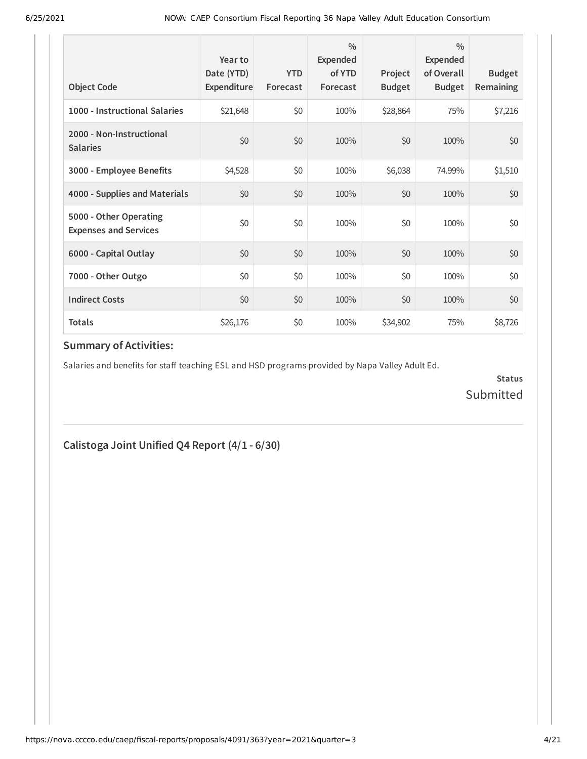| Object Code | Year to Date (YTD) Expenditure | YTD Forecast | % Expended of YTD Forecast | Project Budget | % Expended of Overall Budget | Budget Remaining |
|---|---|---|---|---|---|---|
| **1000 - Instructional Salaries** | $21,648 | $0 | 100% | $28,864 | 75% | $7,216 |
| **2000 - Non-Instructional Salaries** | $0 | $0 | 100% | $0 | 100% | $0 |
| **3000 - Employee Benefits** | $4,528 | $0 | 100% | $6,038 | 74.99% | $1,510 |
| **4000 - Supplies and Materials** | $0 | $0 | 100% | $0 | 100% | $0 |
| **5000 - Other Operating Expenses and Services** | $0 | $0 | 100% | $0 | 100% | $0 |
| **6000 - Capital Outlay** | $0 | $0 | 100% | $0 | 100% | $0 |
| **7000 - Other Outgo** | $0 | $0 | 100% | $0 | 100% | $0 |
| **Indirect Costs** | $0 | $0 | 100% | $0 | 100% | $0 |
| **Totals** | $26,176 | $0 | 100% | $34,902 | 75% | $8,726 |

### Summary of Activities:

Salaries and benefits for staff teaching ESL and HSD programs provided by Napa Valley Adult Ed.

**Status**
Submitted

---

## Calistoga Joint Unified Q4 Report (4/1 - 6/30)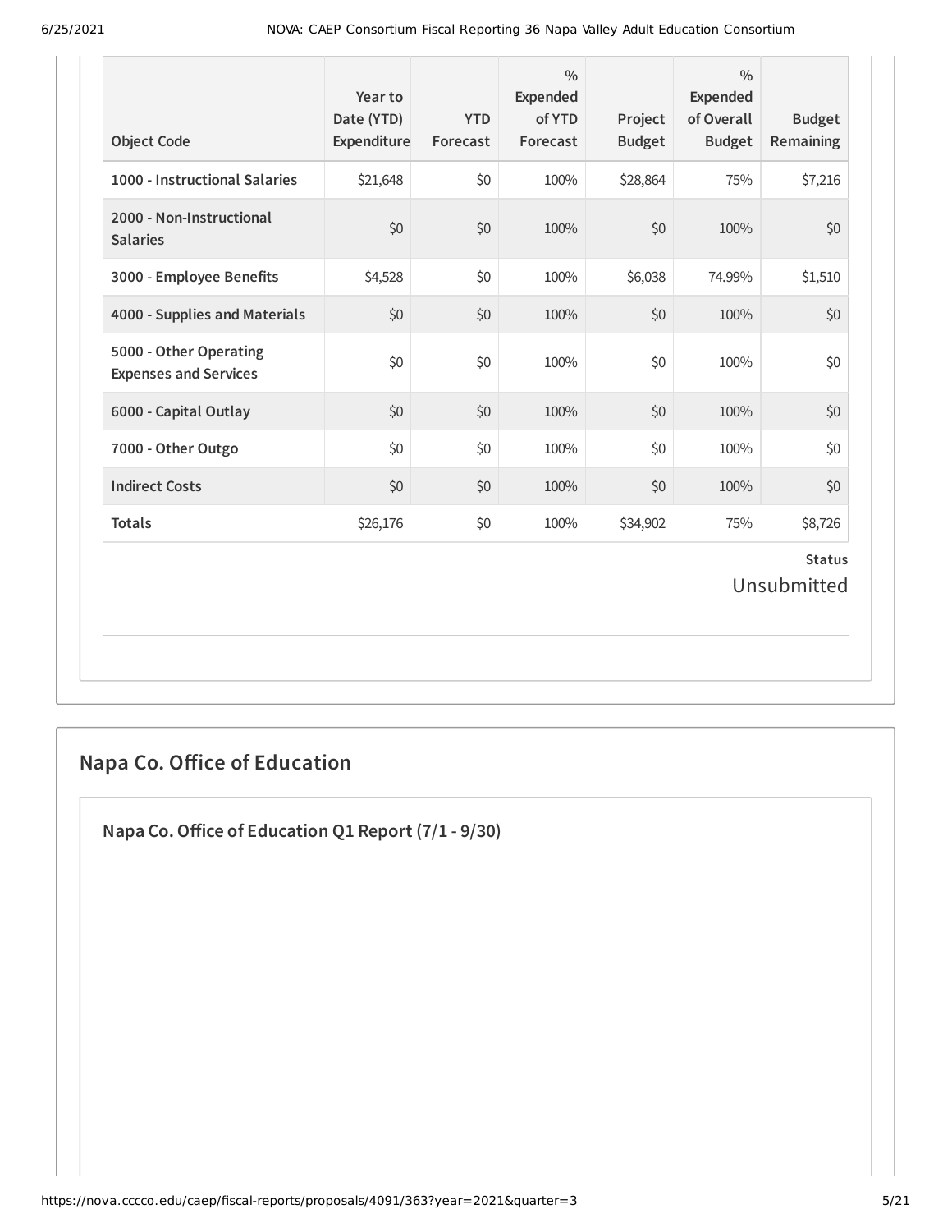| Object Code | Year to Date (YTD) Expenditure | YTD Forecast | % Expended of YTD Forecast | Project Budget | % Expended of Overall Budget | Budget Remaining |
|---|---|---|---|---|---|---|
| **1000 - Instructional Salaries** | $21,648 | $0 | 100% | $28,864 | 75% | $7,216 |
| **2000 - Non-Instructional Salaries** | $0 | $0 | 100% | $0 | 100% | $0 |
| **3000 - Employee Benefits** | $4,528 | $0 | 100% | $6,038 | 74.99% | $1,510 |
| **4000 - Supplies and Materials** | $0 | $0 | 100% | $0 | 100% | $0 |
| **5000 - Other Operating Expenses and Services** | $0 | $0 | 100% | $0 | 100% | $0 |
| **6000 - Capital Outlay** | $0 | $0 | 100% | $0 | 100% | $0 |
| **7000 - Other Outgo** | $0 | $0 | 100% | $0 | 100% | $0 |
| **Indirect Costs** | $0 | $0 | 100% | $0 | 100% | $0 |
| **Totals** | $26,176 | $0 | 100% | $34,902 | 75% | $8,726 |

**Status**

Unsubmitted

## Napa Co. Office of Education

### Napa Co. Office of Education Q1 Report (7/1 - 9/30)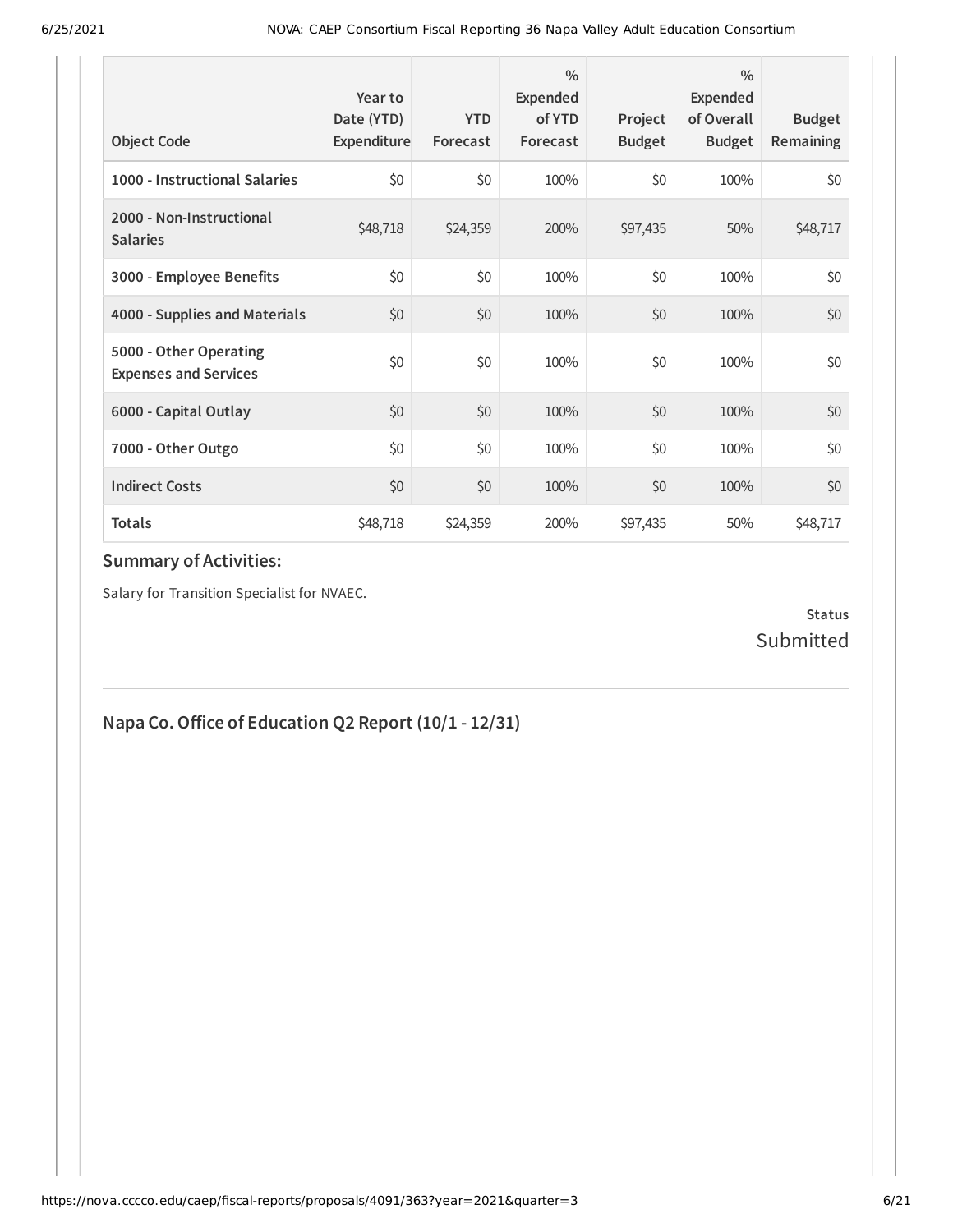| Object Code | Year to Date (YTD) Expenditure | YTD Forecast | % Expended of YTD Forecast | Project Budget | % Expended of Overall Budget | Budget Remaining |
|---|---|---|---|---|---|---|
| 1000 - Instructional Salaries | $0 | $0 | 100% | $0 | 100% | $0 |
| 2000 - Non-Instructional Salaries | $48,718 | $24,359 | 200% | $97,435 | 50% | $48,717 |
| 3000 - Employee Benefits | $0 | $0 | 100% | $0 | 100% | $0 |
| 4000 - Supplies and Materials | $0 | $0 | 100% | $0 | 100% | $0 |
| 5000 - Other Operating Expenses and Services | $0 | $0 | 100% | $0 | 100% | $0 |
| 6000 - Capital Outlay | $0 | $0 | 100% | $0 | 100% | $0 |
| 7000 - Other Outgo | $0 | $0 | 100% | $0 | 100% | $0 |
| Indirect Costs | $0 | $0 | 100% | $0 | 100% | $0 |
| Totals | $48,718 | $24,359 | 200% | $97,435 | 50% | $48,717 |

### Summary of Activities:

Salary for Transition Specialist for NVAEC.

**Status**

Submitted

## Napa Co. Office of Education Q2 Report (10/1 - 12/31)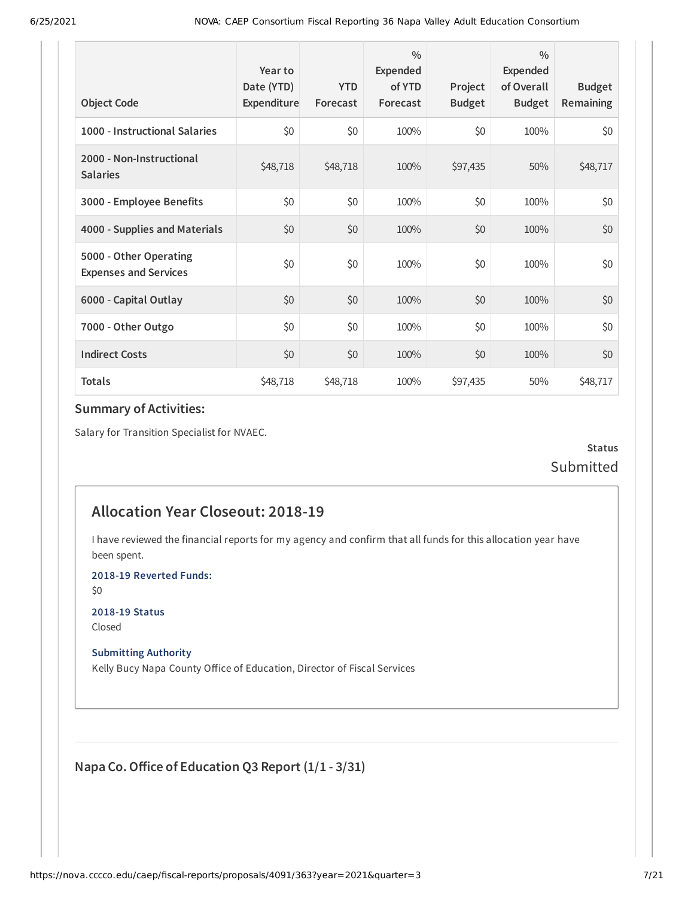| Object Code | Year to Date (YTD) Expenditure | YTD Forecast | % Expended of YTD Forecast | Project Budget | % Expended of Overall Budget | Budget Remaining |
|---|---|---|---|---|---|---|
| 1000 - Instructional Salaries | $0 | $0 | 100% | $0 | 100% | $0 |
| 2000 - Non-Instructional Salaries | $48,718 | $48,718 | 100% | $97,435 | 50% | $48,717 |
| 3000 - Employee Benefits | $0 | $0 | 100% | $0 | 100% | $0 |
| 4000 - Supplies and Materials | $0 | $0 | 100% | $0 | 100% | $0 |
| 5000 - Other Operating Expenses and Services | $0 | $0 | 100% | $0 | 100% | $0 |
| 6000 - Capital Outlay | $0 | $0 | 100% | $0 | 100% | $0 |
| 7000 - Other Outgo | $0 | $0 | 100% | $0 | 100% | $0 |
| Indirect Costs | $0 | $0 | 100% | $0 | 100% | $0 |
| Totals | $48,718 | $48,718 | 100% | $97,435 | 50% | $48,717 |

### Summary of Activities:

Salary for Transition Specialist for NVAEC.

**Status**
Submitted

## Allocation Year Closeout: 2018-19

I have reviewed the financial reports for my agency and confirm that all funds for this allocation year have been spent.

**2018-19 Reverted Funds:**
$0

**2018-19 Status**
Closed

**Submitting Authority**
Kelly Bucy Napa County Office of Education, Director of Fiscal Services

## Napa Co. Office of Education Q3 Report (1/1 - 3/31)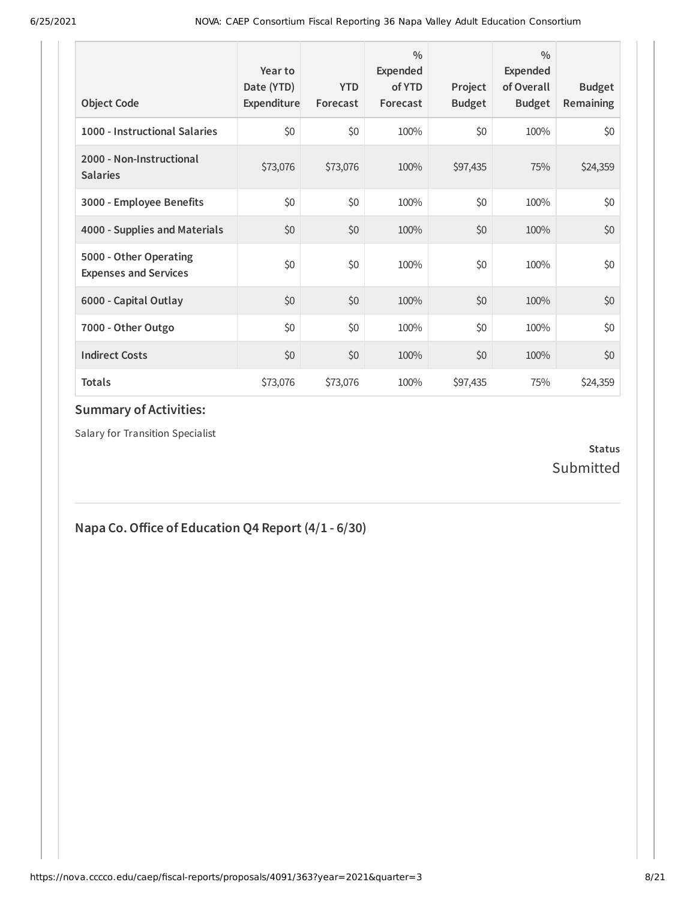| Object Code | Year to Date (YTD) Expenditure | YTD Forecast | % Expended of YTD Forecast | Project Budget | % Expended of Overall Budget | Budget Remaining |
|---|---|---|---|---|---|---|
| **1000 - Instructional Salaries** | $0 | $0 | 100% | $0 | 100% | $0 |
| **2000 - Non-Instructional Salaries** | $73,076 | $73,076 | 100% | $97,435 | 75% | $24,359 |
| **3000 - Employee Benefits** | $0 | $0 | 100% | $0 | 100% | $0 |
| **4000 - Supplies and Materials** | $0 | $0 | 100% | $0 | 100% | $0 |
| **5000 - Other Operating Expenses and Services** | $0 | $0 | 100% | $0 | 100% | $0 |
| **6000 - Capital Outlay** | $0 | $0 | 100% | $0 | 100% | $0 |
| **7000 - Other Outgo** | $0 | $0 | 100% | $0 | 100% | $0 |
| **Indirect Costs** | $0 | $0 | 100% | $0 | 100% | $0 |
| **Totals** | $73,076 | $73,076 | 100% | $97,435 | 75% | $24,359 |

### Summary of Activities:

Salary for Transition Specialist

**Status**
Submitted

## Napa Co. Office of Education Q4 Report (4/1 - 6/30)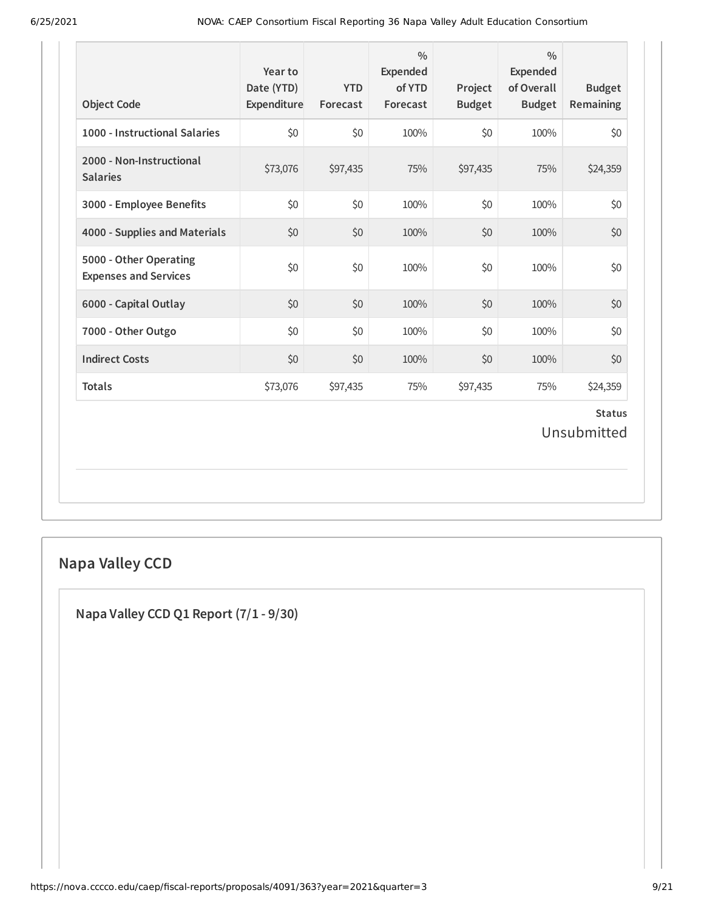| Object Code | Year to Date (YTD) Expenditure | YTD Forecast | % Expended of YTD Forecast | Project Budget | % Expended of Overall Budget | Budget Remaining |
|---|---|---|---|---|---|---|
| 1000 - Instructional Salaries | $0 | $0 | 100% | $0 | 100% | $0 |
| 2000 - Non-Instructional Salaries | $73,076 | $97,435 | 75% | $97,435 | 75% | $24,359 |
| 3000 - Employee Benefits | $0 | $0 | 100% | $0 | 100% | $0 |
| 4000 - Supplies and Materials | $0 | $0 | 100% | $0 | 100% | $0 |
| 5000 - Other Operating Expenses and Services | $0 | $0 | 100% | $0 | 100% | $0 |
| 6000 - Capital Outlay | $0 | $0 | 100% | $0 | 100% | $0 |
| 7000 - Other Outgo | $0 | $0 | 100% | $0 | 100% | $0 |
| Indirect Costs | $0 | $0 | 100% | $0 | 100% | $0 |
| Totals | $73,076 | $97,435 | 75% | $97,435 | 75% | $24,359 |

**Status**

Unsubmitted

## Napa Valley CCD

### Napa Valley CCD Q1 Report (7/1 - 9/30)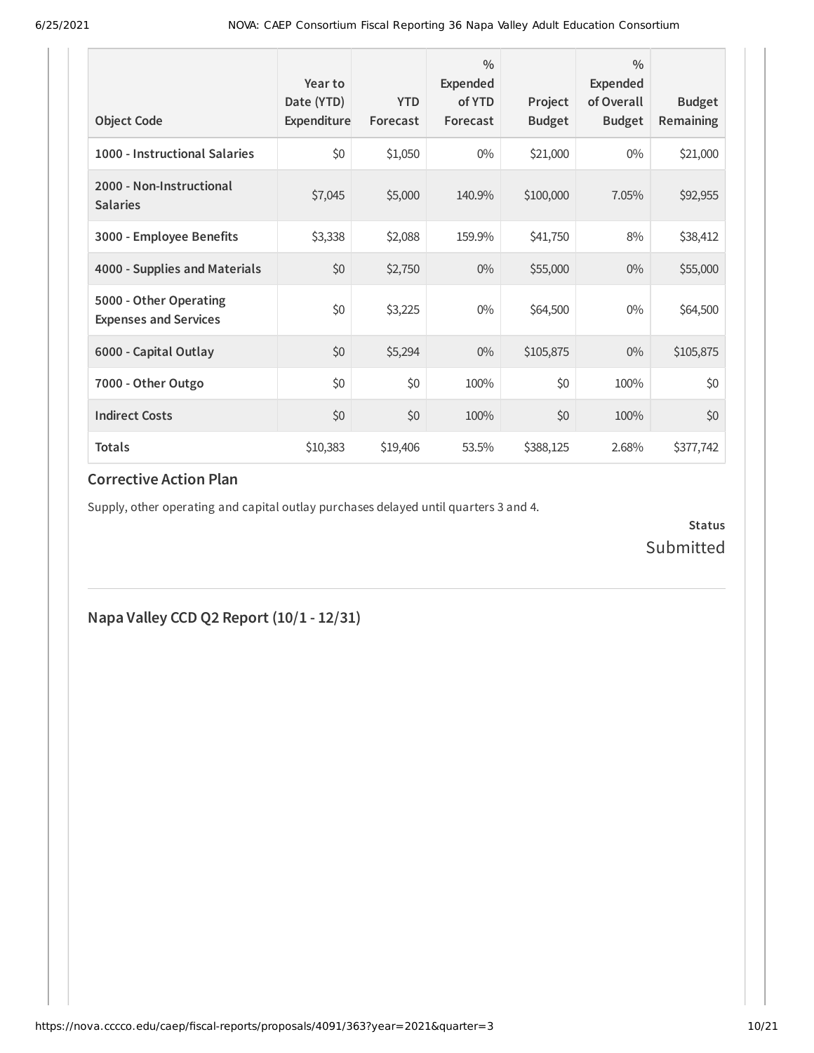| Object Code | Year to Date (YTD) Expenditure | YTD Forecast | % Expended of YTD Forecast | Project Budget | % Expended of Overall Budget | Budget Remaining |
|---|---|---|---|---|---|---|
| **1000 - Instructional Salaries** | $0 | $1,050 | 0% | $21,000 | 0% | $21,000 |
| **2000 - Non-Instructional Salaries** | $7,045 | $5,000 | 140.9% | $100,000 | 7.05% | $92,955 |
| **3000 - Employee Benefits** | $3,338 | $2,088 | 159.9% | $41,750 | 8% | $38,412 |
| **4000 - Supplies and Materials** | $0 | $2,750 | 0% | $55,000 | 0% | $55,000 |
| **5000 - Other Operating Expenses and Services** | $0 | $3,225 | 0% | $64,500 | 0% | $64,500 |
| **6000 - Capital Outlay** | $0 | $5,294 | 0% | $105,875 | 0% | $105,875 |
| **7000 - Other Outgo** | $0 | $0 | 100% | $0 | 100% | $0 |
| **Indirect Costs** | $0 | $0 | 100% | $0 | 100% | $0 |
| **Totals** | $10,383 | $19,406 | 53.5% | $388,125 | 2.68% | $377,742 |

### Corrective Action Plan

Supply, other operating and capital outlay purchases delayed until quarters 3 and 4.

**Status**
Submitted

---

## Napa Valley CCD Q2 Report (10/1 - 12/31)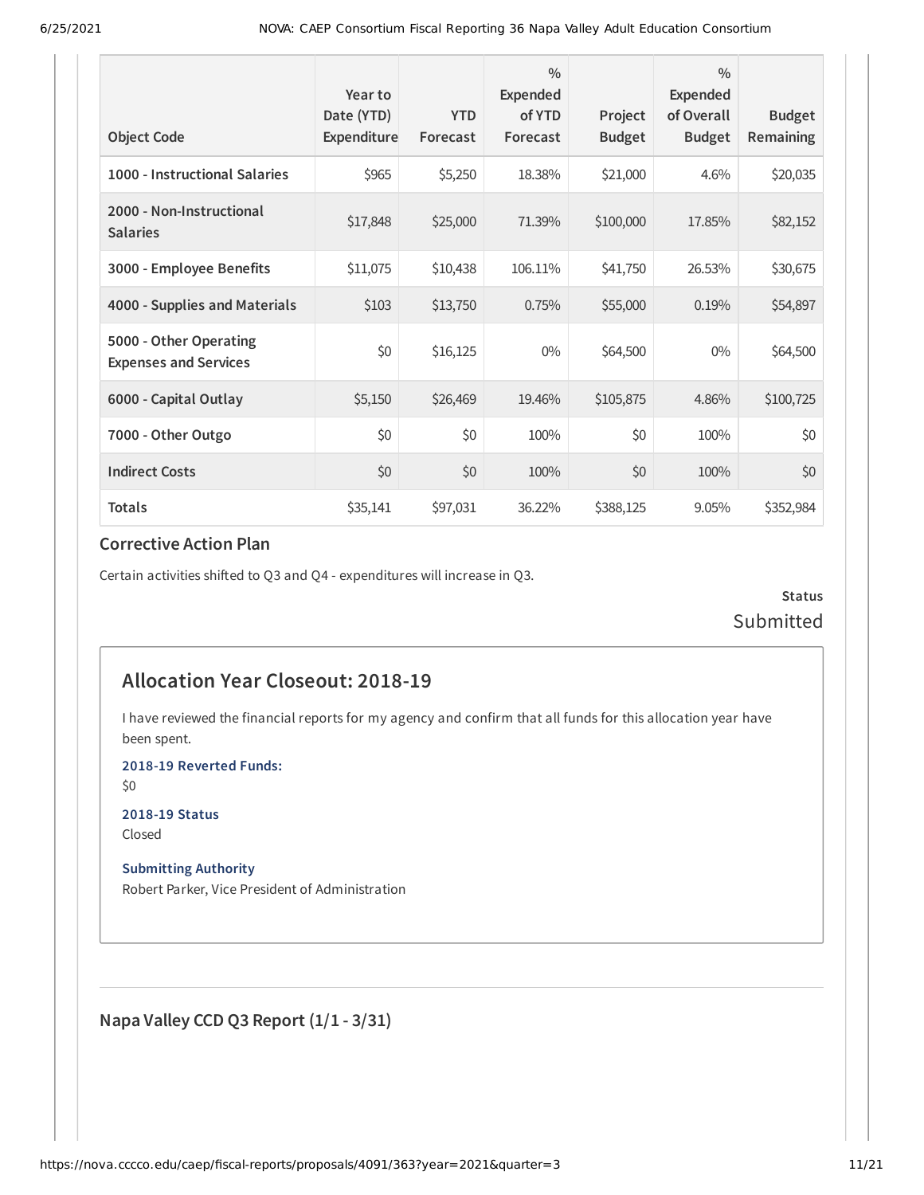| Object Code | Year to Date (YTD) Expenditure | YTD Forecast | % Expended of YTD Forecast | Project Budget | % Expended of Overall Budget | Budget Remaining |
|---|---|---|---|---|---|---|
| 1000 - Instructional Salaries | $965 | $5,250 | 18.38% | $21,000 | 4.6% | $20,035 |
| 2000 - Non-Instructional Salaries | $17,848 | $25,000 | 71.39% | $100,000 | 17.85% | $82,152 |
| 3000 - Employee Benefits | $11,075 | $10,438 | 106.11% | $41,750 | 26.53% | $30,675 |
| 4000 - Supplies and Materials | $103 | $13,750 | 0.75% | $55,000 | 0.19% | $54,897 |
| 5000 - Other Operating Expenses and Services | $0 | $16,125 | 0% | $64,500 | 0% | $64,500 |
| 6000 - Capital Outlay | $5,150 | $26,469 | 19.46% | $105,875 | 4.86% | $100,725 |
| 7000 - Other Outgo | $0 | $0 | 100% | $0 | 100% | $0 |
| Indirect Costs | $0 | $0 | 100% | $0 | 100% | $0 |
| Totals | $35,141 | $97,031 | 36.22% | $388,125 | 9.05% | $352,984 |

### Corrective Action Plan

Certain activities shifted to Q3 and Q4 - expenditures will increase in Q3.

**Status**

Submitted

## Allocation Year Closeout: 2018-19

I have reviewed the financial reports for my agency and confirm that all funds for this allocation year have been spent.

**2018-19 Reverted Funds:**

$0

**2018-19 Status**

Closed

**Submitting Authority**

Robert Parker, Vice President of Administration

### Napa Valley CCD Q3 Report (1/1 - 3/31)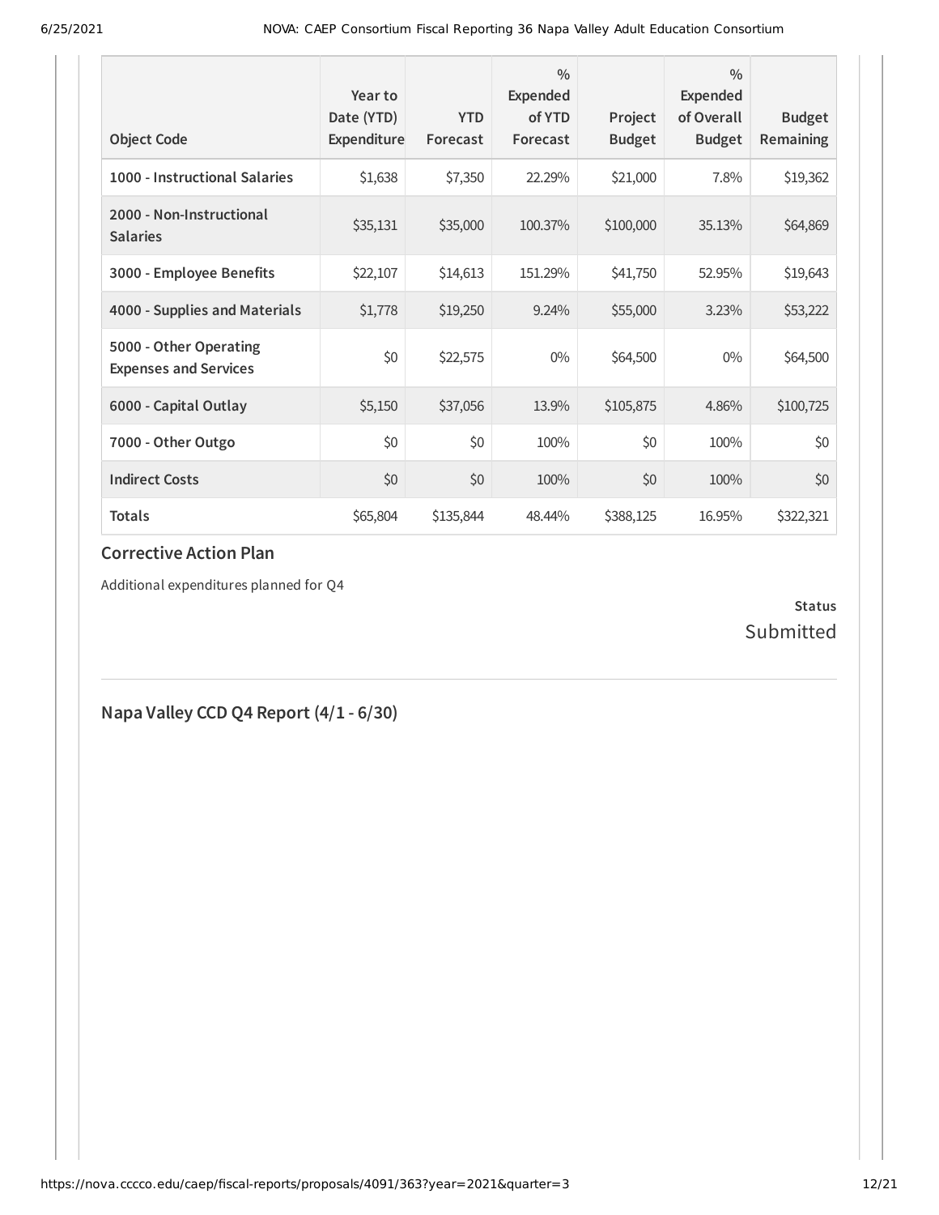| Object Code | Year to Date (YTD) Expenditure | YTD Forecast | % Expended of YTD Forecast | Project Budget | % Expended of Overall Budget | Budget Remaining |
|---|---|---|---|---|---|---|
| **1000 - Instructional Salaries** | $1,638 | $7,350 | 22.29% | $21,000 | 7.8% | $19,362 |
| **2000 - Non-Instructional Salaries** | $35,131 | $35,000 | 100.37% | $100,000 | 35.13% | $64,869 |
| **3000 - Employee Benefits** | $22,107 | $14,613 | 151.29% | $41,750 | 52.95% | $19,643 |
| **4000 - Supplies and Materials** | $1,778 | $19,250 | 9.24% | $55,000 | 3.23% | $53,222 |
| **5000 - Other Operating Expenses and Services** | $0 | $22,575 | 0% | $64,500 | 0% | $64,500 |
| **6000 - Capital Outlay** | $5,150 | $37,056 | 13.9% | $105,875 | 4.86% | $100,725 |
| **7000 - Other Outgo** | $0 | $0 | 100% | $0 | 100% | $0 |
| **Indirect Costs** | $0 | $0 | 100% | $0 | 100% | $0 |
| **Totals** | $65,804 | $135,844 | 48.44% | $388,125 | 16.95% | $322,321 |

### Corrective Action Plan

Additional expenditures planned for Q4

**Status**
Submitted

## Napa Valley CCD Q4 Report (4/1 - 6/30)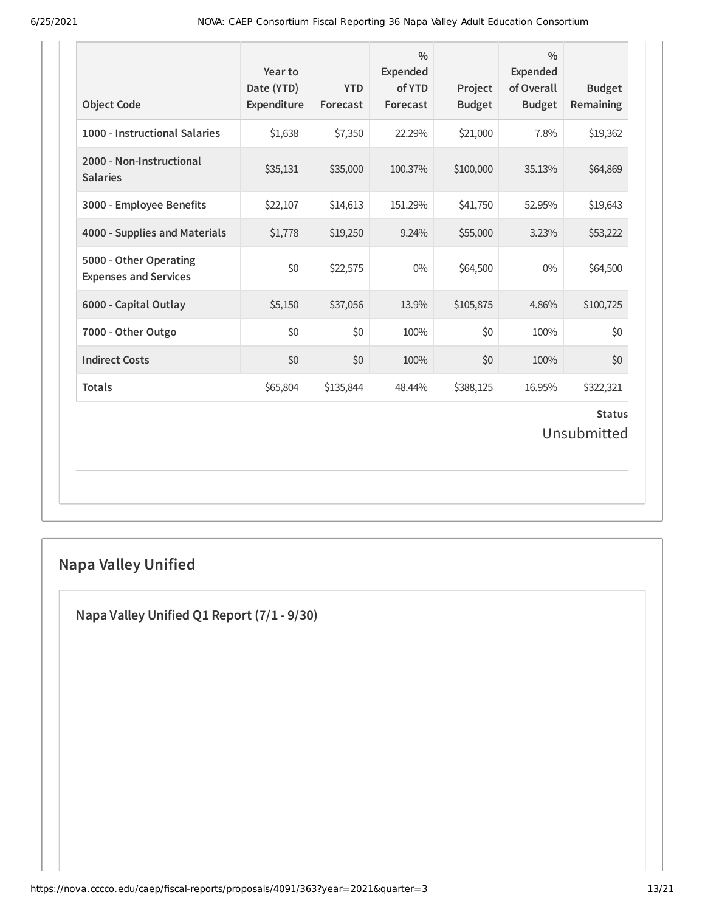| Object Code | Year to Date (YTD) Expenditure | YTD Forecast | % Expended of YTD Forecast | Project Budget | % Expended of Overall Budget | Budget Remaining |
|---|---|---|---|---|---|---|
| 1000 - Instructional Salaries | $1,638 | $7,350 | 22.29% | $21,000 | 7.8% | $19,362 |
| 2000 - Non-Instructional Salaries | $35,131 | $35,000 | 100.37% | $100,000 | 35.13% | $64,869 |
| 3000 - Employee Benefits | $22,107 | $14,613 | 151.29% | $41,750 | 52.95% | $19,643 |
| 4000 - Supplies and Materials | $1,778 | $19,250 | 9.24% | $55,000 | 3.23% | $53,222 |
| 5000 - Other Operating Expenses and Services | $0 | $22,575 | 0% | $64,500 | 0% | $64,500 |
| 6000 - Capital Outlay | $5,150 | $37,056 | 13.9% | $105,875 | 4.86% | $100,725 |
| 7000 - Other Outgo | $0 | $0 | 100% | $0 | 100% | $0 |
| Indirect Costs | $0 | $0 | 100% | $0 | 100% | $0 |
| Totals | $65,804 | $135,844 | 48.44% | $388,125 | 16.95% | $322,321 |

**Status**

Unsubmitted

## Napa Valley Unified

### Napa Valley Unified Q1 Report (7/1 - 9/30)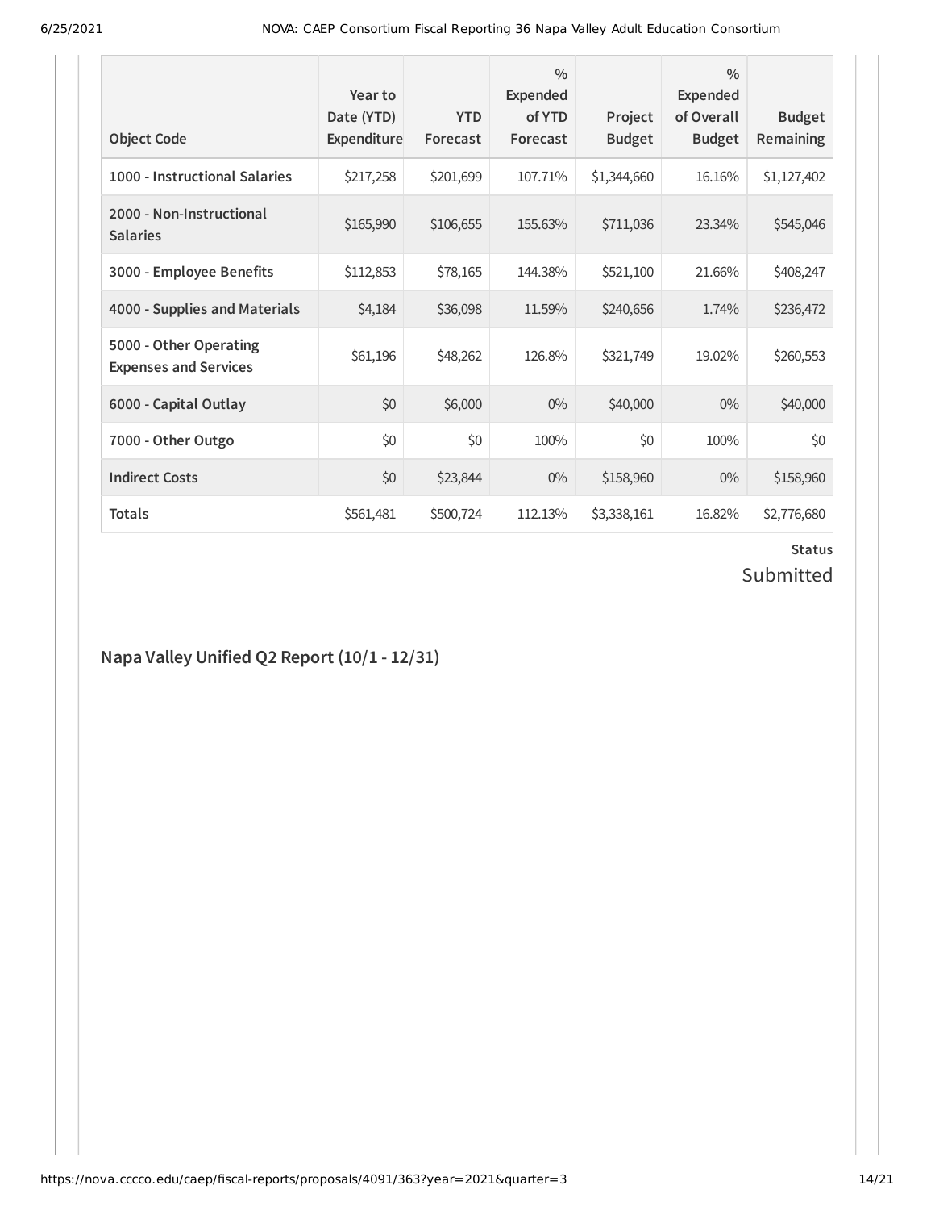| Object Code | Year to Date (YTD) Expenditure | YTD Forecast | % Expended of YTD Forecast | Project Budget | % Expended of Overall Budget | Budget Remaining |
|---|---|---|---|---|---|---|
| 1000 - Instructional Salaries | $217,258 | $201,699 | 107.71% | $1,344,660 | 16.16% | $1,127,402 |
| 2000 - Non-Instructional Salaries | $165,990 | $106,655 | 155.63% | $711,036 | 23.34% | $545,046 |
| 3000 - Employee Benefits | $112,853 | $78,165 | 144.38% | $521,100 | 21.66% | $408,247 |
| 4000 - Supplies and Materials | $4,184 | $36,098 | 11.59% | $240,656 | 1.74% | $236,472 |
| 5000 - Other Operating Expenses and Services | $61,196 | $48,262 | 126.8% | $321,749 | 19.02% | $260,553 |
| 6000 - Capital Outlay | $0 | $6,000 | 0% | $40,000 | 0% | $40,000 |
| 7000 - Other Outgo | $0 | $0 | 100% | $0 | 100% | $0 |
| Indirect Costs | $0 | $23,844 | 0% | $158,960 | 0% | $158,960 |
| Totals | $561,481 | $500,724 | 112.13% | $3,338,161 | 16.82% | $2,776,680 |

**Status**

Submitted

## Napa Valley Unified Q2 Report (10/1 - 12/31)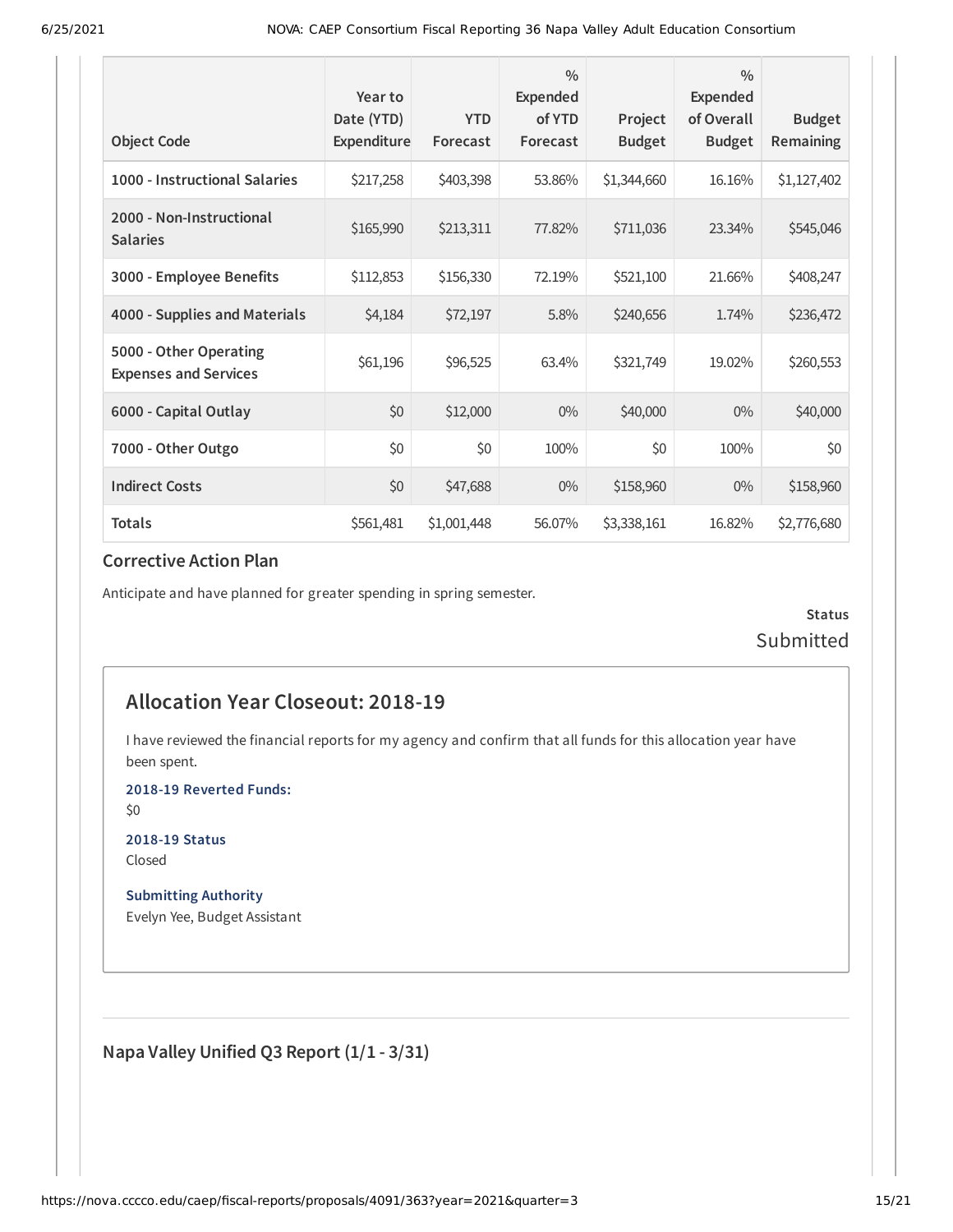| Object Code | Year to Date (YTD) Expenditure | YTD Forecast | % Expended of YTD Forecast | Project Budget | % Expended of Overall Budget | Budget Remaining |
|---|---|---|---|---|---|---|
| **1000 - Instructional Salaries** | $217,258 | $403,398 | 53.86% | $1,344,660 | 16.16% | $1,127,402 |
| **2000 - Non-Instructional Salaries** | $165,990 | $213,311 | 77.82% | $711,036 | 23.34% | $545,046 |
| **3000 - Employee Benefits** | $112,853 | $156,330 | 72.19% | $521,100 | 21.66% | $408,247 |
| **4000 - Supplies and Materials** | $4,184 | $72,197 | 5.8% | $240,656 | 1.74% | $236,472 |
| **5000 - Other Operating Expenses and Services** | $61,196 | $96,525 | 63.4% | $321,749 | 19.02% | $260,553 |
| **6000 - Capital Outlay** | $0 | $12,000 | 0% | $40,000 | 0% | $40,000 |
| **7000 - Other Outgo** | $0 | $0 | 100% | $0 | 100% | $0 |
| **Indirect Costs** | $0 | $47,688 | 0% | $158,960 | 0% | $158,960 |
| **Totals** | $561,481 | $1,001,448 | 56.07% | $3,338,161 | 16.82% | $2,776,680 |

### Corrective Action Plan

Anticipate and have planned for greater spending in spring semester.

**Status**
Submitted

## Allocation Year Closeout: 2018-19

I have reviewed the financial reports for my agency and confirm that all funds for this allocation year have been spent.

**2018-19 Reverted Funds:**
$0

**2018-19 Status**
Closed

**Submitting Authority**
Evelyn Yee, Budget Assistant

### Napa Valley Unified Q3 Report (1/1 - 3/31)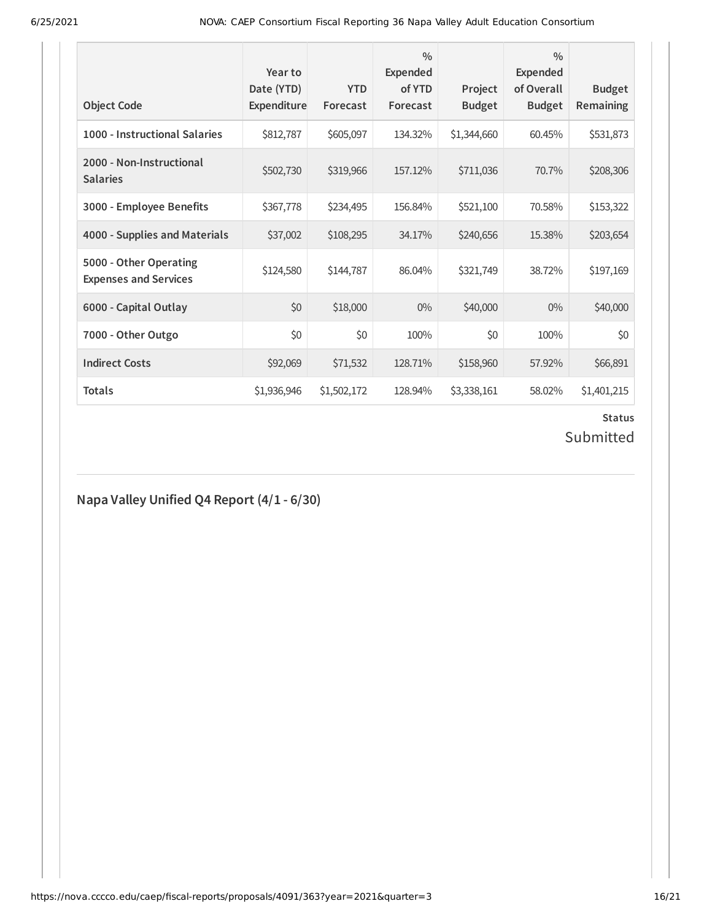| Object Code | Year to Date (YTD) Expenditure | YTD Forecast | % Expended of YTD Forecast | Project Budget | % Expended of Overall Budget | Budget Remaining |
|---|---|---|---|---|---|---|
| 1000 - Instructional Salaries | $812,787 | $605,097 | 134.32% | $1,344,660 | 60.45% | $531,873 |
| 2000 - Non-Instructional Salaries | $502,730 | $319,966 | 157.12% | $711,036 | 70.7% | $208,306 |
| 3000 - Employee Benefits | $367,778 | $234,495 | 156.84% | $521,100 | 70.58% | $153,322 |
| 4000 - Supplies and Materials | $37,002 | $108,295 | 34.17% | $240,656 | 15.38% | $203,654 |
| 5000 - Other Operating Expenses and Services | $124,580 | $144,787 | 86.04% | $321,749 | 38.72% | $197,169 |
| 6000 - Capital Outlay | $0 | $18,000 | 0% | $40,000 | 0% | $40,000 |
| 7000 - Other Outgo | $0 | $0 | 100% | $0 | 100% | $0 |
| Indirect Costs | $92,069 | $71,532 | 128.71% | $158,960 | 57.92% | $66,891 |
| Totals | $1,936,946 | $1,502,172 | 128.94% | $3,338,161 | 58.02% | $1,401,215 |

**Status**

Submitted

## Napa Valley Unified Q4 Report (4/1 - 6/30)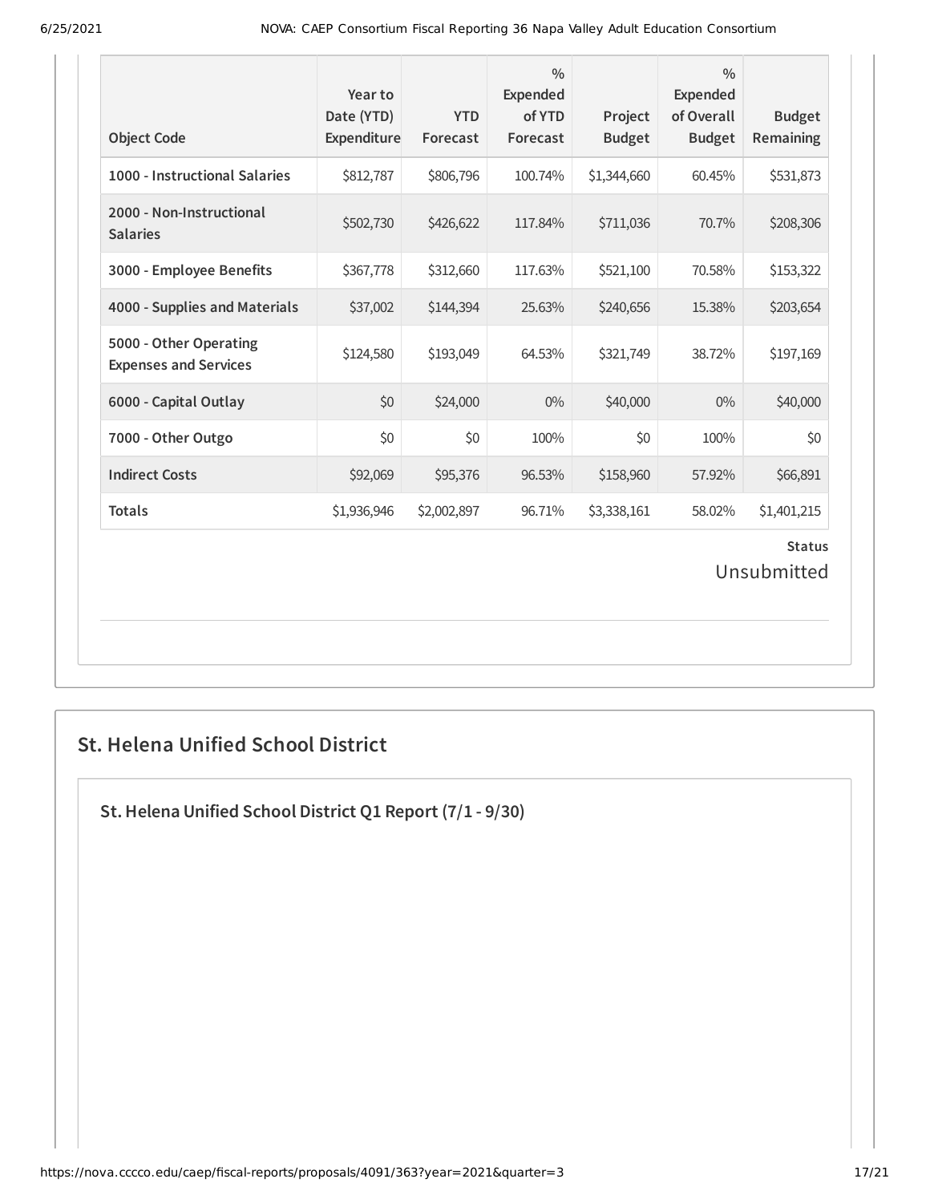| Object Code | Year to Date (YTD) Expenditure | YTD Forecast | % Expended of YTD Forecast | Project Budget | % Expended of Overall Budget | Budget Remaining |
|---|---|---|---|---|---|---|
| 1000 - Instructional Salaries | $812,787 | $806,796 | 100.74% | $1,344,660 | 60.45% | $531,873 |
| 2000 - Non-Instructional Salaries | $502,730 | $426,622 | 117.84% | $711,036 | 70.7% | $208,306 |
| 3000 - Employee Benefits | $367,778 | $312,660 | 117.63% | $521,100 | 70.58% | $153,322 |
| 4000 - Supplies and Materials | $37,002 | $144,394 | 25.63% | $240,656 | 15.38% | $203,654 |
| 5000 - Other Operating Expenses and Services | $124,580 | $193,049 | 64.53% | $321,749 | 38.72% | $197,169 |
| 6000 - Capital Outlay | $0 | $24,000 | 0% | $40,000 | 0% | $40,000 |
| 7000 - Other Outgo | $0 | $0 | 100% | $0 | 100% | $0 |
| Indirect Costs | $92,069 | $95,376 | 96.53% | $158,960 | 57.92% | $66,891 |
| Totals | $1,936,946 | $2,002,897 | 96.71% | $3,338,161 | 58.02% | $1,401,215 |

**Status**

Unsubmitted

## St. Helena Unified School District

### St. Helena Unified School District Q1 Report (7/1 - 9/30)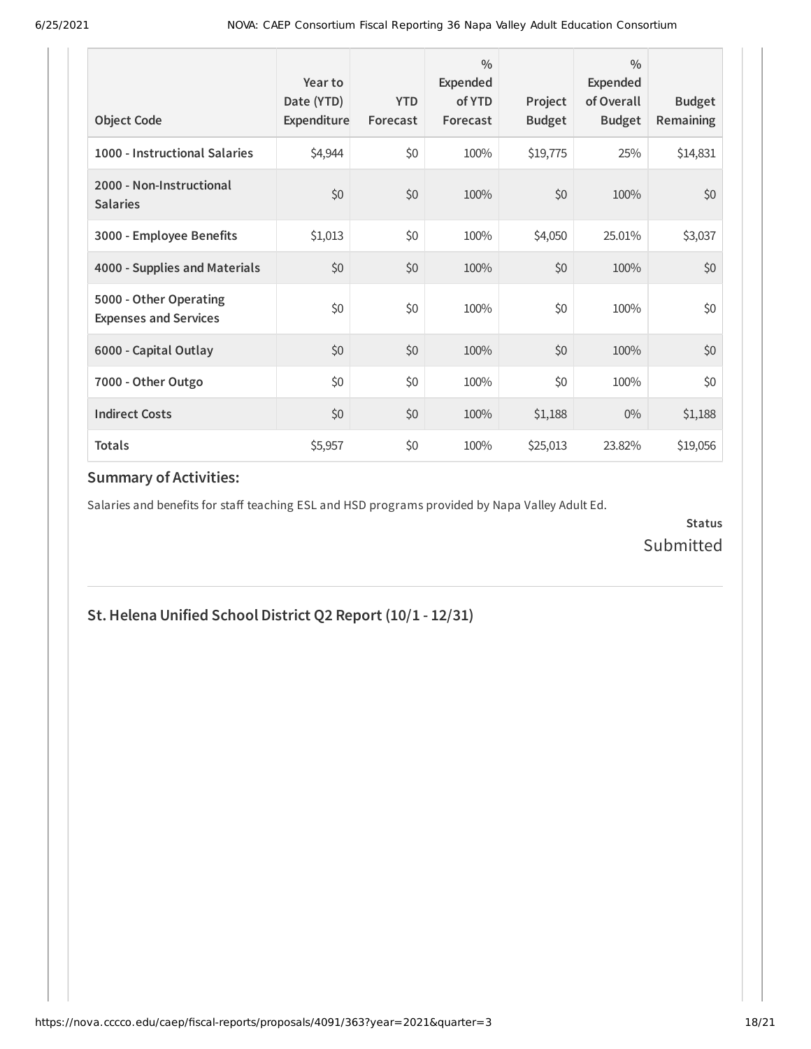| Object Code | Year to Date (YTD) Expenditure | YTD Forecast | % Expended of YTD Forecast | Project Budget | % Expended of Overall Budget | Budget Remaining |
|---|---|---|---|---|---|---|
| **1000 - Instructional Salaries** | $4,944 | $0 | 100% | $19,775 | 25% | $14,831 |
| **2000 - Non-Instructional Salaries** | $0 | $0 | 100% | $0 | 100% | $0 |
| **3000 - Employee Benefits** | $1,013 | $0 | 100% | $4,050 | 25.01% | $3,037 |
| **4000 - Supplies and Materials** | $0 | $0 | 100% | $0 | 100% | $0 |
| **5000 - Other Operating Expenses and Services** | $0 | $0 | 100% | $0 | 100% | $0 |
| **6000 - Capital Outlay** | $0 | $0 | 100% | $0 | 100% | $0 |
| **7000 - Other Outgo** | $0 | $0 | 100% | $0 | 100% | $0 |
| **Indirect Costs** | $0 | $0 | 100% | $1,188 | 0% | $1,188 |
| **Totals** | $5,957 | $0 | 100% | $25,013 | 23.82% | $19,056 |

### Summary of Activities:

Salaries and benefits for staff teaching ESL and HSD programs provided by Napa Valley Adult Ed.

**Status**

Submitted

## St. Helena Unified School District Q2 Report (10/1 - 12/31)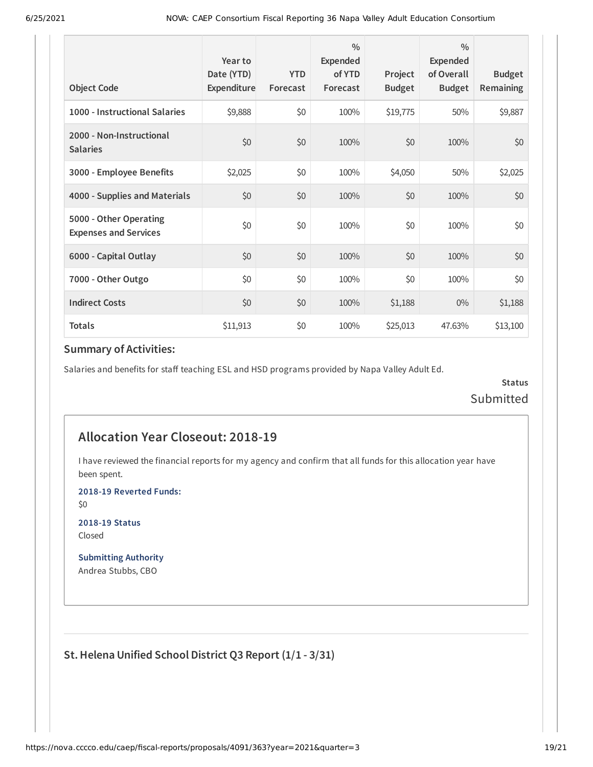| Object Code | Year to Date (YTD) Expenditure | YTD Forecast | % Expended of YTD Forecast | Project Budget | % Expended of Overall Budget | Budget Remaining |
|---|---|---|---|---|---|---|
| 1000 - Instructional Salaries | $9,888 | $0 | 100% | $19,775 | 50% | $9,887 |
| 2000 - Non-Instructional Salaries | $0 | $0 | 100% | $0 | 100% | $0 |
| 3000 - Employee Benefits | $2,025 | $0 | 100% | $4,050 | 50% | $2,025 |
| 4000 - Supplies and Materials | $0 | $0 | 100% | $0 | 100% | $0 |
| 5000 - Other Operating Expenses and Services | $0 | $0 | 100% | $0 | 100% | $0 |
| 6000 - Capital Outlay | $0 | $0 | 100% | $0 | 100% | $0 |
| 7000 - Other Outgo | $0 | $0 | 100% | $0 | 100% | $0 |
| Indirect Costs | $0 | $0 | 100% | $1,188 | 0% | $1,188 |
| Totals | $11,913 | $0 | 100% | $25,013 | 47.63% | $13,100 |

### Summary of Activities:

Salaries and benefits for staff teaching ESL and HSD programs provided by Napa Valley Adult Ed.

**Status**
Submitted

## Allocation Year Closeout: 2018-19

I have reviewed the financial reports for my agency and confirm that all funds for this allocation year have been spent.

**2018-19 Reverted Funds:**
$0

**2018-19 Status**
Closed

**Submitting Authority**
Andrea Stubbs, CBO

### St. Helena Unified School District Q3 Report (1/1 - 3/31)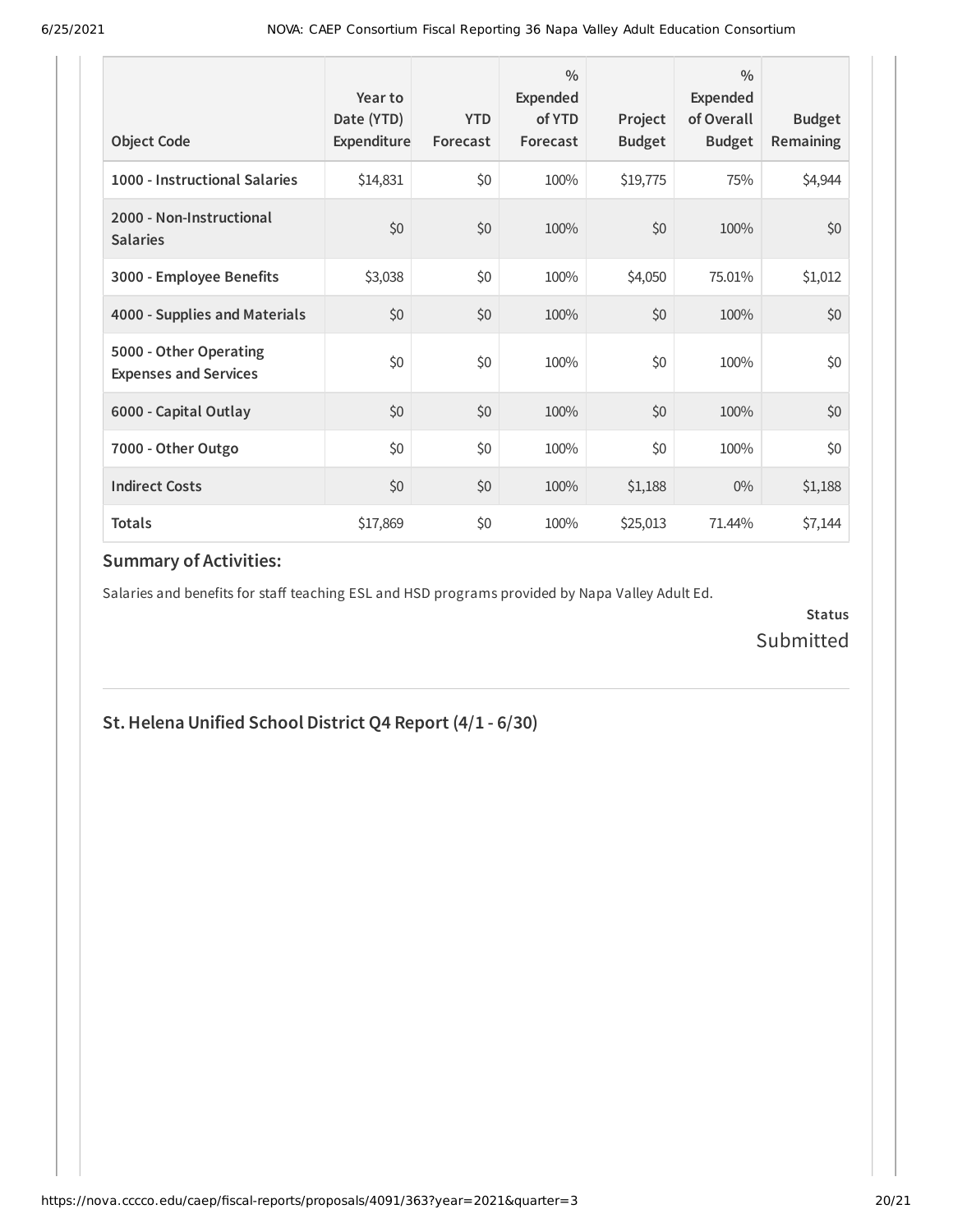| Object Code | Year to Date (YTD) Expenditure | YTD Forecast | % Expended of YTD Forecast | Project Budget | % Expended of Overall Budget | Budget Remaining |
|---|---|---|---|---|---|---|
| **1000 - Instructional Salaries** | $14,831 | $0 | 100% | $19,775 | 75% | $4,944 |
| **2000 - Non-Instructional Salaries** | $0 | $0 | 100% | $0 | 100% | $0 |
| **3000 - Employee Benefits** | $3,038 | $0 | 100% | $4,050 | 75.01% | $1,012 |
| **4000 - Supplies and Materials** | $0 | $0 | 100% | $0 | 100% | $0 |
| **5000 - Other Operating Expenses and Services** | $0 | $0 | 100% | $0 | 100% | $0 |
| **6000 - Capital Outlay** | $0 | $0 | 100% | $0 | 100% | $0 |
| **7000 - Other Outgo** | $0 | $0 | 100% | $0 | 100% | $0 |
| **Indirect Costs** | $0 | $0 | 100% | $1,188 | 0% | $1,188 |
| **Totals** | $17,869 | $0 | 100% | $25,013 | 71.44% | $7,144 |

### Summary of Activities:

Salaries and benefits for staff teaching ESL and HSD programs provided by Napa Valley Adult Ed.

**Status**

Submitted

## St. Helena Unified School District Q4 Report (4/1 - 6/30)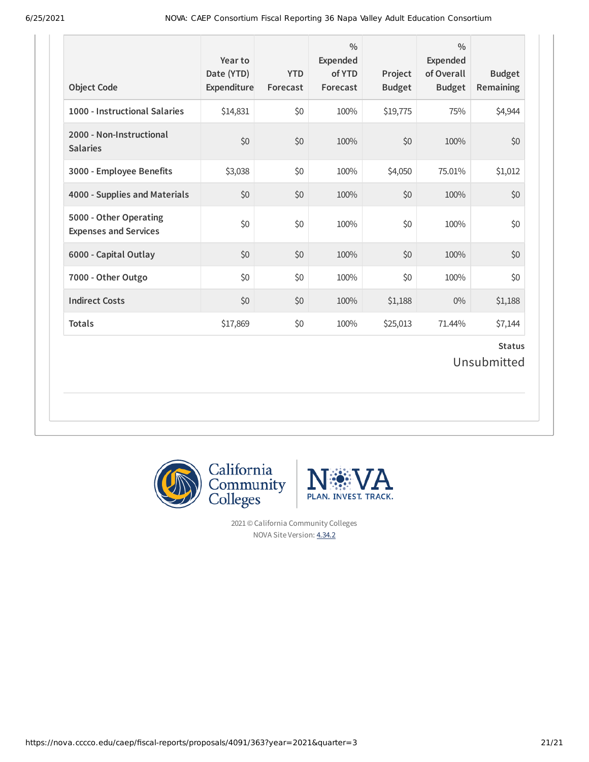| Object Code | Year to Date (YTD) Expenditure | YTD Forecast | % Expended of YTD Forecast | Project Budget | % Expended of Overall Budget | Budget Remaining |
|---|---|---|---|---|---|---|
| 1000 - Instructional Salaries | $14,831 | $0 | 100% | $19,775 | 75% | $4,944 |
| 2000 - Non-Instructional Salaries | $0 | $0 | 100% | $0 | 100% | $0 |
| 3000 - Employee Benefits | $3,038 | $0 | 100% | $4,050 | 75.01% | $1,012 |
| 4000 - Supplies and Materials | $0 | $0 | 100% | $0 | 100% | $0 |
| 5000 - Other Operating Expenses and Services | $0 | $0 | 100% | $0 | 100% | $0 |
| 6000 - Capital Outlay | $0 | $0 | 100% | $0 | 100% | $0 |
| 7000 - Other Outgo | $0 | $0 | 100% | $0 | 100% | $0 |
| Indirect Costs | $0 | $0 | 100% | $1,188 | 0% | $1,188 |
| Totals | $17,869 | $0 | 100% | $25,013 | 71.44% | $7,144 |

**Status**

Unsubmitted

2021 © California Community Colleges

NOVA Site Version: 4.34.2